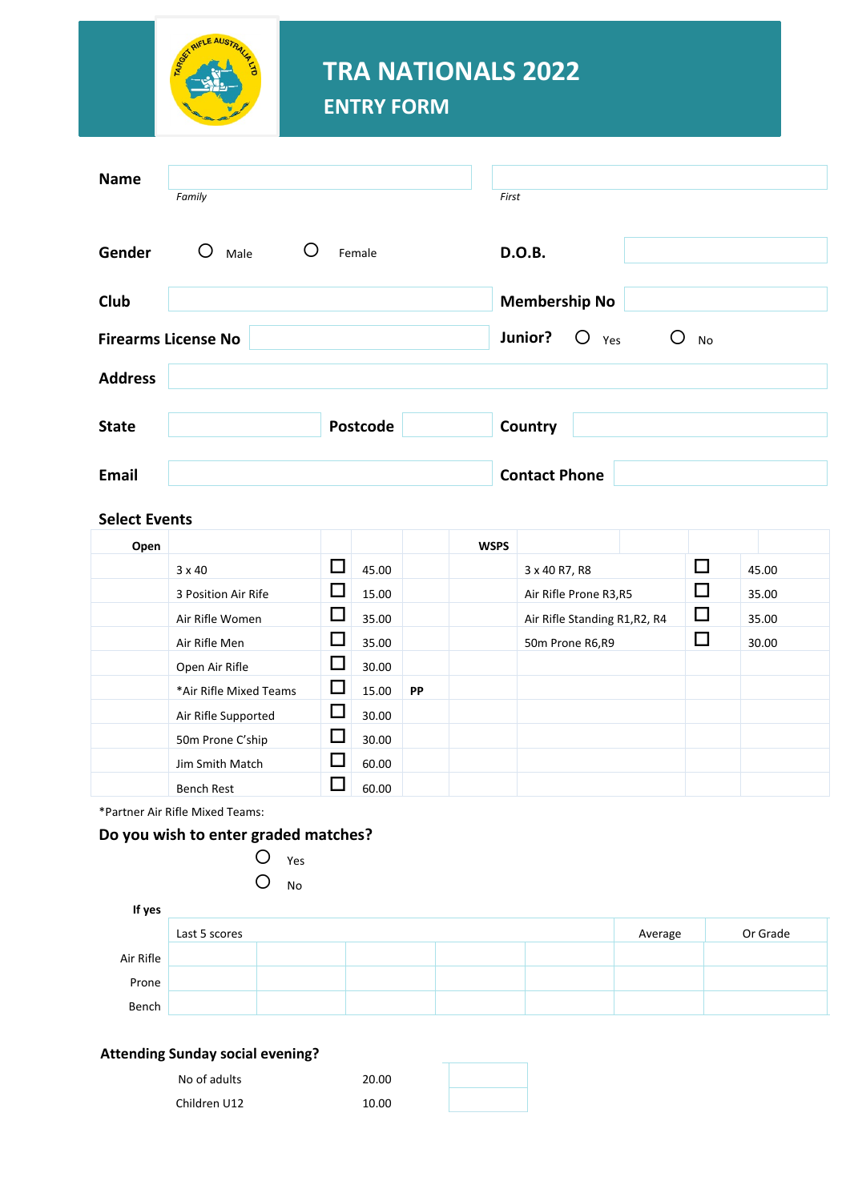# TRA NATIONALS 2022

## ENTRY FORM

**Name** ______________________ ______________________
*Family* *First*

**Gender** ○ Male ○ Female **D.O.B.** ______________________

**Club** ______________________ **Membership No** ______________________

**Firearms License No** ______________________ **Junior?** ○ Yes ○ No

**Address** ______________________

**State** ______________ **Postcode** ______________ **Country** ______________________

**Email** ______________________ **Contact Phone** ______________________

## Select Events

| **Open** | | | | | **WSPS** | | |
|---|---|---|---|---|---|---|---|
| 3 x 40 | ☐ | 45.00 | | | 3 x 40 R7, R8 | ☐ | 45.00 |
| 3 Position Air Rife | ☐ | 15.00 | | | Air Rifle Prone R3,R5 | ☐ | 35.00 |
| Air Rifle Women | ☐ | 35.00 | | | Air Rifle Standing R1,R2, R4 | ☐ | 35.00 |
| Air Rifle Men | ☐ | 35.00 | | | 50m Prone R6,R9 | ☐ | 30.00 |
| Open Air Rifle | ☐ | 30.00 | | | | | |
| *Air Rifle Mixed Teams | ☐ | 15.00 | **PP** | | | | |
| Air Rifle Supported | ☐ | 30.00 | | | | | |
| 50m Prone C'ship | ☐ | 30.00 | | | | | |
| Jim Smith Match | ☐ | 60.00 | | | | | |
| Bench Rest | ☐ | 60.00 | | | | | |

*Partner Air Rifle Mixed Teams:

## Do you wish to enter graded matches?

○ Yes

○ No

**If yes**

| | Last 5 scores | | | | | Average | Or Grade |
|---|---|---|---|---|---|---|---|
| Air Rifle | | | | | | | |
| Prone | | | | | | | |
| Bench | | | | | | | |

## Attending Sunday social evening?

| | | |
|---|---|---|
| No of adults | 20.00 | |
| Children U12 | 10.00 | |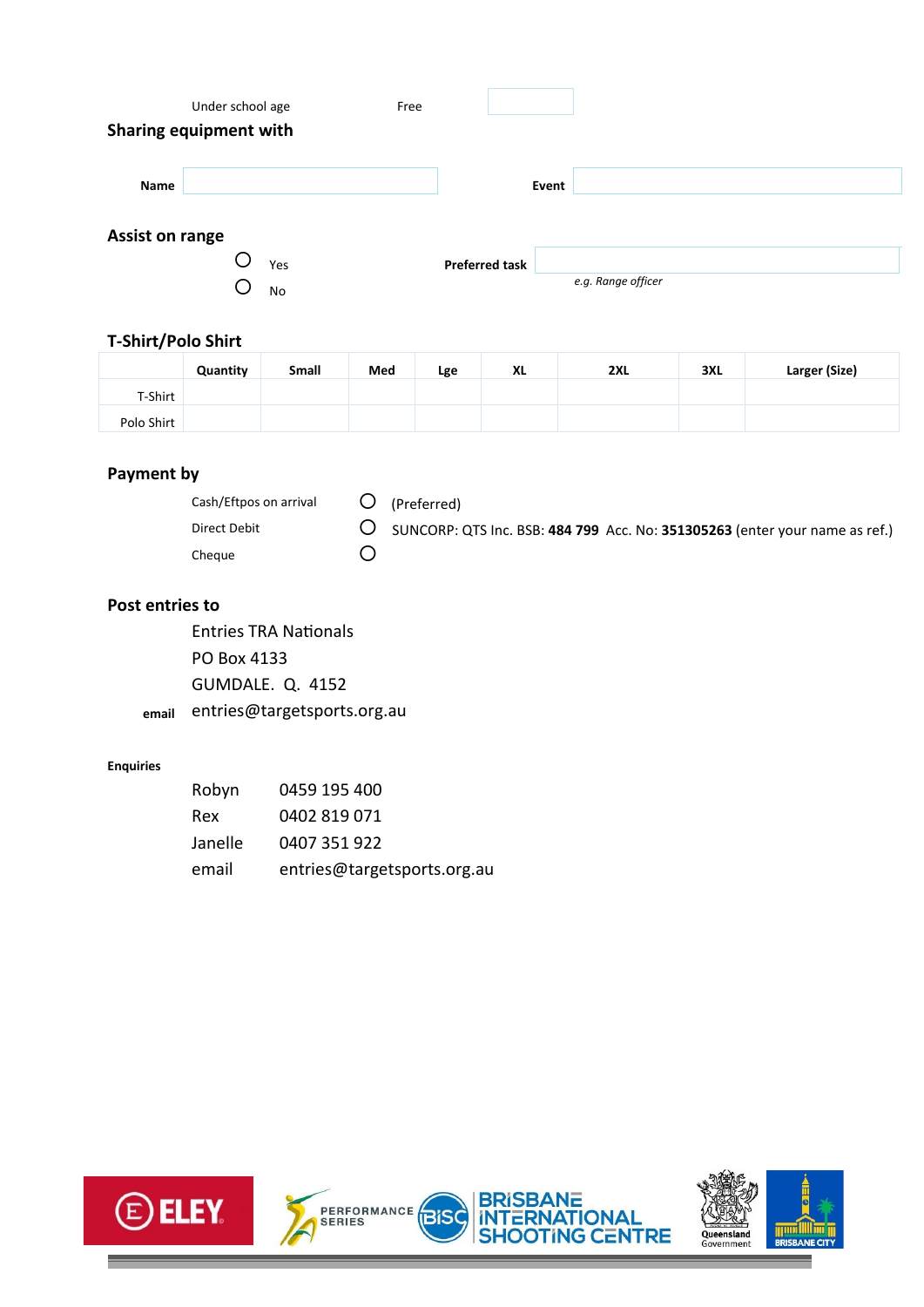Under school age Free

## Sharing equipment with

**Name** 　　　　 **Event**

## Assist on range

○ Yes

○ No

**Preferred task**

*e.g. Range officer*

## T-Shirt/Polo Shirt

| | Quantity | Small | Med | Lge | XL | 2XL | 3XL | Larger (Size) |
|---|---|---|---|---|---|---|---|---|
| T-Shirt | | | | | | | | |
| Polo Shirt | | | | | | | | |

## Payment by

Cash/Eftpos on arrival ○ (Preferred)

Direct Debit ○ SUNCORP: QTS Inc. BSB: **484 799** Acc. No: **351305263** (enter your name as ref.)

Cheque ○

## Post entries to

Entries TRA Nationals
PO Box 4133
GUMDALE. Q. 4152

**email** entries@targetsports.org.au

**Enquiries**

| | |
|---|---|
| Robyn | 0459 195 400 |
| Rex | 0402 819 071 |
| Janelle | 0407 351 922 |
| email | entries@targetsports.org.au |

ELEY PERFORMANCE SERIES BISC BRISBANE INTERNATIONAL SHOOTING CENTRE Queensland Government BRISBANE CITY